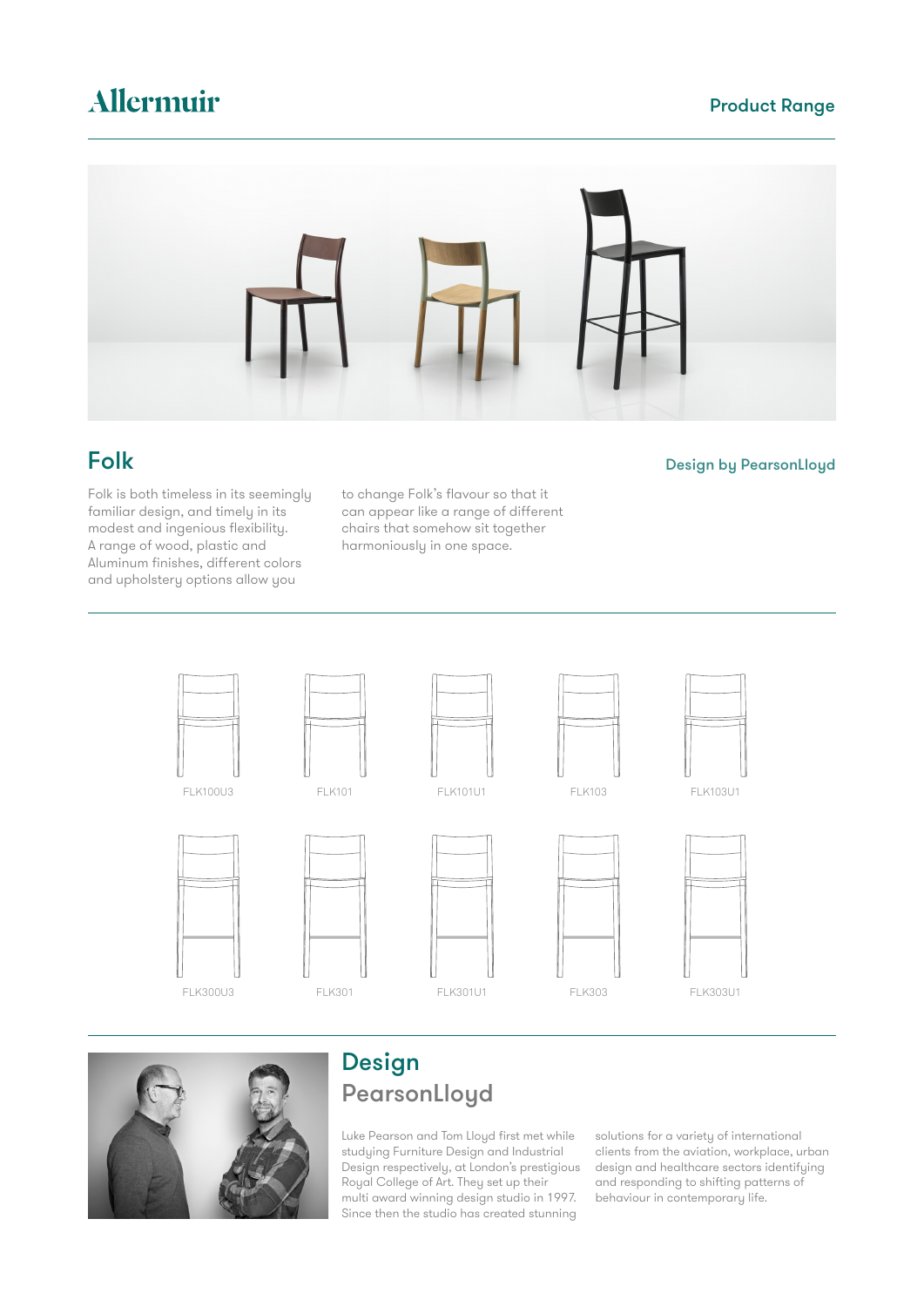Allermuir

Product Range

# Folk

Design by PearsonLloyd

Folk is both timeless in its seemingly familiar design, and timely in its modest and ingenious flexibility. A range of wood, plastic and Aluminum finishes, different colors and upholstery options allow you to change Folk's flavour so that it can appear like a range of different chairs that somehow sit together harmoniously in one space.

FLK100U3 FLK101 FLK101U1 FLK103 FLK103U1

FLK300U3 FLK301 FLK301U1 FLK303 FLK303U1

## Design

## PearsonLloyd

Luke Pearson and Tom Lloyd first met while studying Furniture Design and Industrial Design respectively, at London's prestigious Royal College of Art. They set up their multi award winning design studio in 1997. Since then the studio has created stunning solutions for a variety of international clients from the aviation, workplace, urban design and healthcare sectors identifying and responding to shifting patterns of behaviour in contemporary life.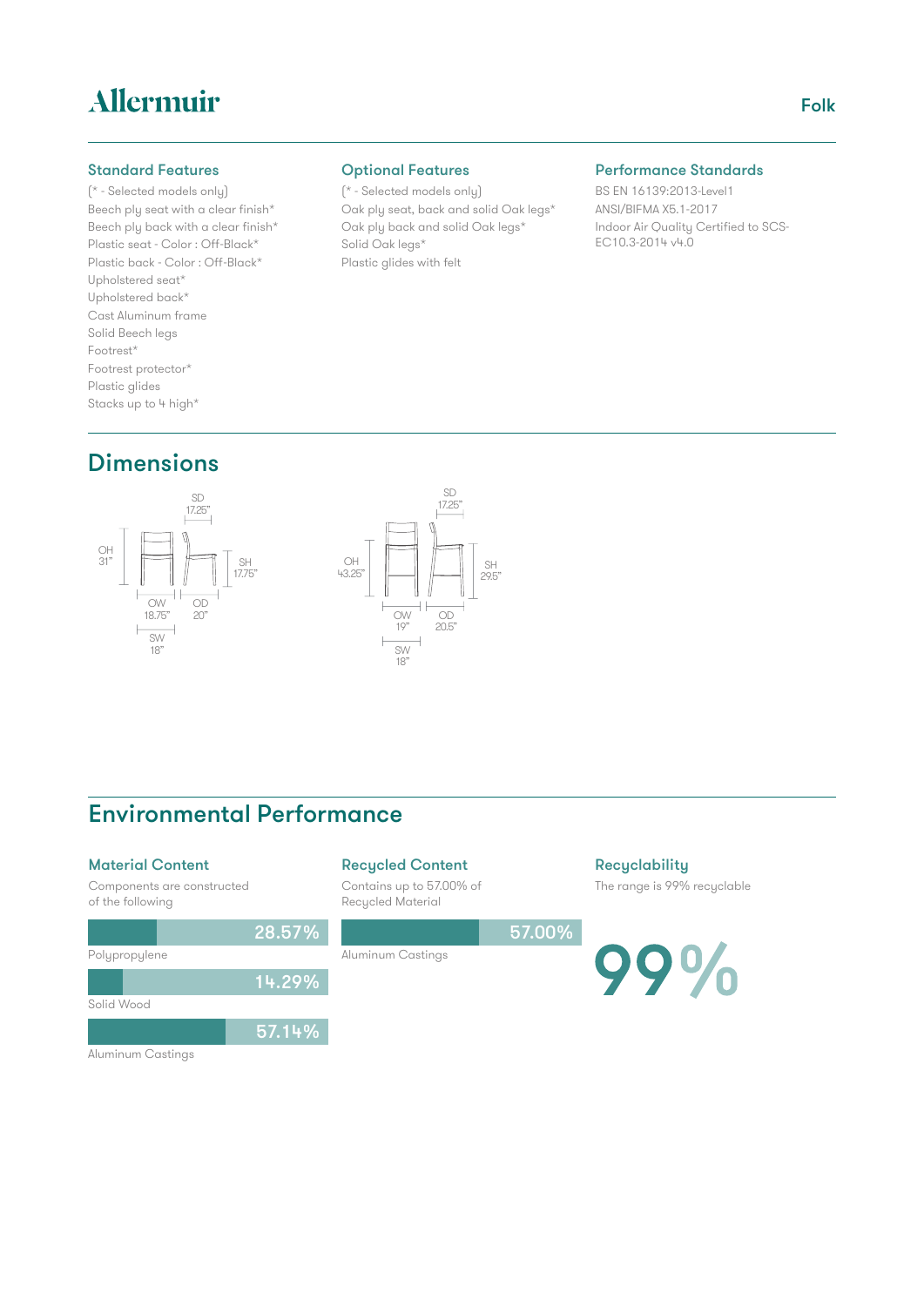# Allermuir

Folk

### Standard Features

(* - Selected models only)

Beech ply seat with a clear finish*
Beech ply back with a clear finish*
Plastic seat - Color : Off-Black*
Plastic back - Color : Off-Black*
Upholstered seat*
Upholstered back*
Cast Aluminum frame
Solid Beech legs
Footrest*
Footrest protector*
Plastic glides
Stacks up to 4 high*

### Optional Features

(* - Selected models only)

Oak ply seat, back and solid Oak legs*
Oak ply back and solid Oak legs*
Solid Oak legs*
Plastic glides with felt

### Performance Standards

BS EN 16139:2013-Level1
ANSI/BIFMA X5.1-2017
Indoor Air Quality Certified to SCS-EC10.3-2014 v4.0

## Dimensions

OH 31"
SD 17.25"
SH 17.75"
OW 18.75"
OD 20"
SW 18"

OH 43.25"
SD 17.25"
SH 29.5"
OW 19"
OD 20.5"
SW 18"

## Environmental Performance

### Material Content

Components are constructed of the following

28.57%
Polypropylene

14.29%
Solid Wood

57.14%
Aluminum Castings

### Recycled Content

Contains up to 57.00% of Recycled Material

57.00%
Aluminum Castings

### Recyclability

The range is 99% recyclable

99%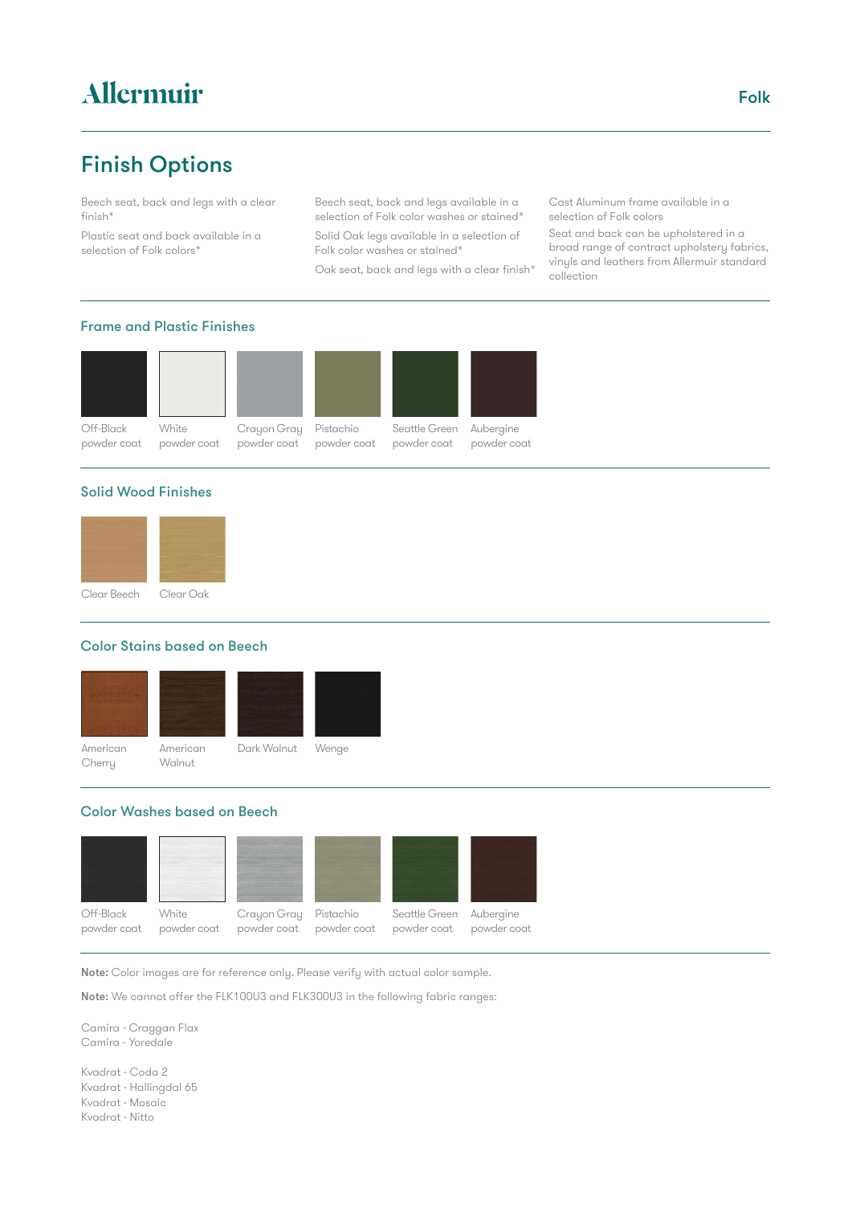# Allermuir

Folk

## Finish Options

Beech seat, back and legs with a clear finish*

Plastic seat and back available in a selection of Folk colors*

Beech seat, back and legs available in a selection of Folk color washes or stained*

Solid Oak legs available in a selection of Folk color washes or stained*

Oak seat, back and legs with a clear finish*

Cast Aluminum frame available in a selection of Folk colors

Seat and back can be upholstered in a broad range of contract upholstery fabrics, vinyls and leathers from Allermuir standard collection

### Frame and Plastic Finishes

Off-Black powder coat

White powder coat

Crayon Gray powder coat

Pistachio powder coat

Seattle Green powder coat

Aubergine powder coat

### Solid Wood Finishes

Clear Beech

Clear Oak

### Color Stains based on Beech

American Cherry

American Walnut

Dark Walnut

Wenge

### Color Washes based on Beech

Off-Black powder coat

White powder coat

Crayon Gray powder coat

Pistachio powder coat

Seattle Green powder coat

Aubergine powder coat

**Note:** Color images are for reference only. Please verify with actual color sample.

**Note:** We cannot offer the FLK100U3 and FLK300U3 in the following fabric ranges:

Camira - Craggan Flax
Camira - Yoredale

Kvadrat - Coda 2
Kvadrat - Hallingdal 65
Kvadrat - Mosaic
Kvadrat - Nitto